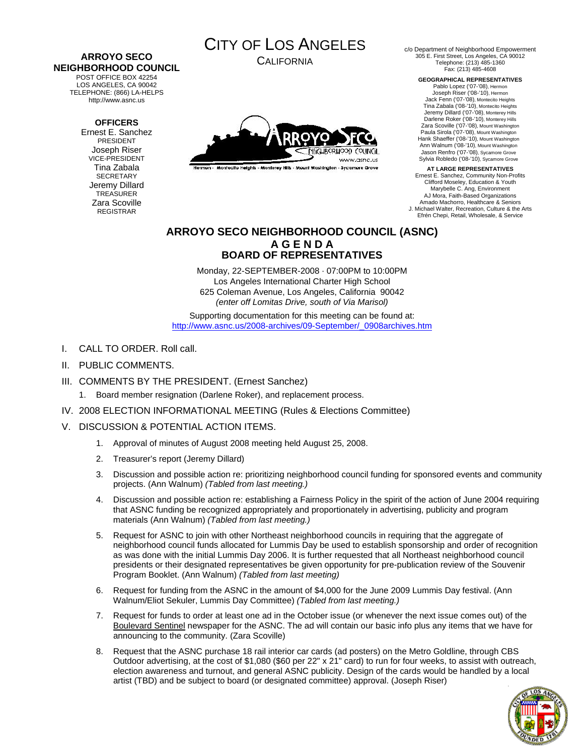**ARROYO SECO NEIGHBORHOOD COUNCIL**
POST OFFICE BOX 42254
LOS ANGELES, CA 90042
TELEPHONE: (866) LA-HELPS
http://www.asnc.us

**OFFICERS**
Ernest E. Sanchez
PRESIDENT
Joseph Riser
VICE-PRESIDENT
Tina Zabala
SECRETARY
Jeremy Dillard
TREASURER
Zara Scoville
REGISTRAR

# CITY OF LOS ANGELES

CALIFORNIA

Hermon - Montecito Heights - Monterey Hills - Mount Washington - Sycamore Grove

c/o Department of Neighborhood Empowerment
305 E. First Street, Los Angeles, CA 90012
Telephone: (213) 485-1360
Fax: (213) 485-4608

**GEOGRAPHICAL REPRESENTATIVES**
Pablo Lopez ('07-'08), Hermon
Joseph Riser ('08-'10), Hermon
Jack Fenn ('07-'08), Montecito Heights
Tina Zabala ('08-'10), Montecito Heights
Jeremy Dillard ('07-'08), Monterey Hills
Darlene Roker ('08-'10), Monterey Hills
Zara Scoville ('07-'08), Mount Washington
Paula Sirola ('07-'08), Mount Washington
Hank Shaeffer ('08-'10), Mount Washington
Ann Walnum ('08-'10), Mount Washington
Jason Renfro ('07-'08), Sycamore Grove
Sylvia Robledo ('08-'10), Sycamore Grove

**AT LARGE REPRESENTATIVES**
Ernest E. Sanchez, Community Non-Profits
Clifford Moseley, Education & Youth
Marybelle C. Ang, Environment
AJ Mora, Faith-Based Organizations
Amado Machorro, Healthcare & Seniors
J. Michael Walter, Recreation, Culture & the Arts
Efrén Chepi, Retail, Wholesale, & Service

## ARROYO SECO NEIGHBORHOOD COUNCIL (ASNC)
## A G E N D A
## BOARD OF REPRESENTATIVES

Monday, 22-SEPTEMBER-2008 · 07:00PM to 10:00PM
Los Angeles International Charter High School
625 Coleman Avenue, Los Angeles, California 90042
*(enter off Lomitas Drive, south of Via Marisol)*

Supporting documentation for this meeting can be found at:
http://www.asnc.us/2008-archives/09-September/_0908archives.htm

I. CALL TO ORDER. Roll call.

II. PUBLIC COMMENTS.

III. COMMENTS BY THE PRESIDENT. (Ernest Sanchez)

1. Board member resignation (Darlene Roker), and replacement process.

IV. 2008 ELECTION INFORMATIONAL MEETING (Rules & Elections Committee)

V. DISCUSSION & POTENTIAL ACTION ITEMS.

1. Approval of minutes of August 2008 meeting held August 25, 2008.
2. Treasurer's report (Jeremy Dillard)
3. Discussion and possible action re: prioritizing neighborhood council funding for sponsored events and community projects. (Ann Walnum) *(Tabled from last meeting.)*
4. Discussion and possible action re: establishing a Fairness Policy in the spirit of the action of June 2004 requiring that ASNC funding be recognized appropriately and proportionately in advertising, publicity and program materials (Ann Walnum) *(Tabled from last meeting.)*
5. Request for ASNC to join with other Northeast neighborhood councils in requiring that the aggregate of neighborhood council funds allocated for Lummis Day be used to establish sponsorship and order of recognition as was done with the initial Lummis Day 2006. It is further requested that all Northeast neighborhood council presidents or their designated representatives be given opportunity for pre-publication review of the Souvenir Program Booklet. (Ann Walnum) *(Tabled from last meeting)*
6. Request for funding from the ASNC in the amount of $4,000 for the June 2009 Lummis Day festival. (Ann Walnum/Eliot Sekuler, Lummis Day Committee) *(Tabled from last meeting.)*
7. Request for funds to order at least one ad in the October issue (or whenever the next issue comes out) of the Boulevard Sentinel newspaper for the ASNC. The ad will contain our basic info plus any items that we have for announcing to the community. (Zara Scoville)
8. Request that the ASNC purchase 18 rail interior car cards (ad posters) on the Metro Goldline, through CBS Outdoor advertising, at the cost of $1,080 ($60 per 22" x 21" card) to run for four weeks, to assist with outreach, election awareness and turnout, and general ASNC publicity. Design of the cards would be handled by a local artist (TBD) and be subject to board (or designated committee) approval. (Joseph Riser)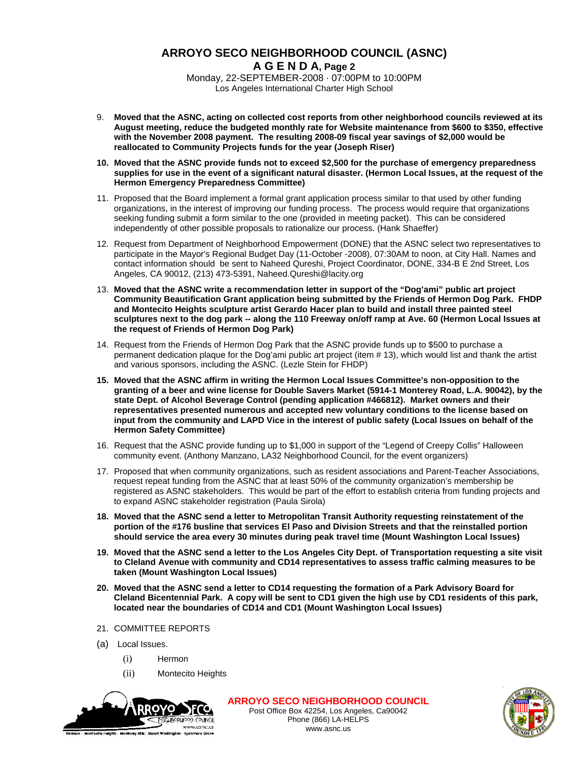# ARROYO SECO NEIGHBORHOOD COUNCIL (ASNC)

## A G E N D A, Page 2

Monday, 22-SEPTEMBER-2008 · 07:00PM to 10:00PM
Los Angeles International Charter High School

9. **Moved that the ASNC, acting on collected cost reports from other neighborhood councils reviewed at its August meeting, reduce the budgeted monthly rate for Website maintenance from $600 to $350, effective with the November 2008 payment. The resulting 2008-09 fiscal year savings of $2,000 would be reallocated to Community Projects funds for the year (Joseph Riser)**

10. **Moved that the ASNC provide funds not to exceed $2,500 for the purchase of emergency preparedness supplies for use in the event of a significant natural disaster. (Hermon Local Issues, at the request of the Hermon Emergency Preparedness Committee)**

11. Proposed that the Board implement a formal grant application process similar to that used by other funding organizations, in the interest of improving our funding process. The process would require that organizations seeking funding submit a form similar to the one (provided in meeting packet). This can be considered independently of other possible proposals to rationalize our process. (Hank Shaeffer)

12. Request from Department of Neighborhood Empowerment (DONE) that the ASNC select two representatives to participate in the Mayor's Regional Budget Day (11-October -2008), 07:30AM to noon, at City Hall. Names and contact information should be sent to Naheed Qureshi, Project Coordinator, DONE, 334-B E 2nd Street, Los Angeles, CA 90012, (213) 473-5391, Naheed.Qureshi@lacity.org

13. **Moved that the ASNC write a recommendation letter in support of the "Dog'ami" public art project Community Beautification Grant application being submitted by the Friends of Hermon Dog Park. FHDP and Montecito Heights sculpture artist Gerardo Hacer plan to build and install three painted steel sculptures next to the dog park -- along the 110 Freeway on/off ramp at Ave. 60 (Hermon Local Issues at the request of Friends of Hermon Dog Park)**

14. Request from the Friends of Hermon Dog Park that the ASNC provide funds up to $500 to purchase a permanent dedication plaque for the Dog'ami public art project (item # 13), which would list and thank the artist and various sponsors, including the ASNC. (Lezle Stein for FHDP)

15. **Moved that the ASNC affirm in writing the Hermon Local Issues Committee's non-opposition to the granting of a beer and wine license for Double Savers Market (5914-1 Monterey Road, L.A. 90042), by the state Dept. of Alcohol Beverage Control (pending application #466812). Market owners and their representatives presented numerous and accepted new voluntary conditions to the license based on input from the community and LAPD Vice in the interest of public safety (Local Issues on behalf of the Hermon Safety Committee)**

16. Request that the ASNC provide funding up to $1,000 in support of the "Legend of Creepy Collis" Halloween community event. (Anthony Manzano, LA32 Neighborhood Council, for the event organizers)

17. Proposed that when community organizations, such as resident associations and Parent-Teacher Associations, request repeat funding from the ASNC that at least 50% of the community organization's membership be registered as ASNC stakeholders. This would be part of the effort to establish criteria from funding projects and to expand ASNC stakeholder registration (Paula Sirola)

18. **Moved that the ASNC send a letter to Metropolitan Transit Authority requesting reinstatement of the portion of the #176 busline that services El Paso and Division Streets and that the reinstalled portion should service the area every 30 minutes during peak travel time (Mount Washington Local Issues)**

19. **Moved that the ASNC send a letter to the Los Angeles City Dept. of Transportation requesting a site visit to Cleland Avenue with community and CD14 representatives to assess traffic calming measures to be taken (Mount Washington Local Issues)**

20. **Moved that the ASNC send a letter to CD14 requesting the formation of a Park Advisory Board for Cleland Bicentennial Park. A copy will be sent to CD1 given the high use by CD1 residents of this park, located near the boundaries of CD14 and CD1 (Mount Washington Local Issues)**

21. COMMITTEE REPORTS

(a) Local Issues.

- (i) Hermon
- (ii) Montecito Heights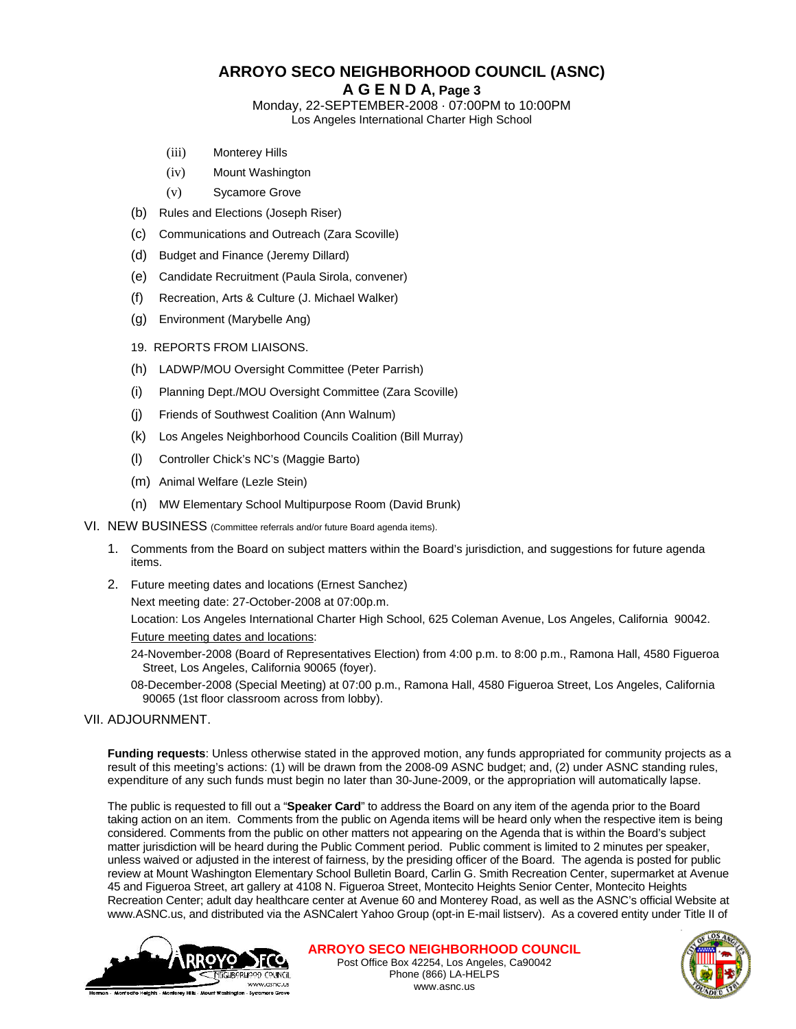(iii) Monterey Hills

(iv) Mount Washington

(v) Sycamore Grove

(b) Rules and Elections (Joseph Riser)

(c) Communications and Outreach (Zara Scoville)

(d) Budget and Finance (Jeremy Dillard)

(e) Candidate Recruitment (Paula Sirola, convener)

(f) Recreation, Arts & Culture (J. Michael Walker)

(g) Environment (Marybelle Ang)

19. REPORTS FROM LIAISONS.

(h) LADWP/MOU Oversight Committee (Peter Parrish)

(i) Planning Dept./MOU Oversight Committee (Zara Scoville)

(j) Friends of Southwest Coalition (Ann Walnum)

(k) Los Angeles Neighborhood Councils Coalition (Bill Murray)

(l) Controller Chick's NC's (Maggie Barto)

(m) Animal Welfare (Lezle Stein)

(n) MW Elementary School Multipurpose Room (David Brunk)

## VI. NEW BUSINESS (Committee referrals and/or future Board agenda items).

1. Comments from the Board on subject matters within the Board's jurisdiction, and suggestions for future agenda items.
2. Future meeting dates and locations (Ernest Sanchez)

   Next meeting date: 27-October-2008 at 07:00p.m.

   Location: Los Angeles International Charter High School, 625 Coleman Avenue, Los Angeles, California 90042.

   Future meeting dates and locations:

   24-November-2008 (Board of Representatives Election) from 4:00 p.m. to 8:00 p.m., Ramona Hall, 4580 Figueroa Street, Los Angeles, California 90065 (foyer).

   08-December-2008 (Special Meeting) at 07:00 p.m., Ramona Hall, 4580 Figueroa Street, Los Angeles, California 90065 (1st floor classroom across from lobby).

## VII. ADJOURNMENT.

**Funding requests**: Unless otherwise stated in the approved motion, any funds appropriated for community projects as a result of this meeting's actions: (1) will be drawn from the 2008-09 ASNC budget; and, (2) under ASNC standing rules, expenditure of any such funds must begin no later than 30-June-2009, or the appropriation will automatically lapse.

The public is requested to fill out a "**Speaker Card**" to address the Board on any item of the agenda prior to the Board taking action on an item. Comments from the public on Agenda items will be heard only when the respective item is being considered. Comments from the public on other matters not appearing on the Agenda that is within the Board's subject matter jurisdiction will be heard during the Public Comment period. Public comment is limited to 2 minutes per speaker, unless waived or adjusted in the interest of fairness, by the presiding officer of the Board. The agenda is posted for public review at Mount Washington Elementary School Bulletin Board, Carlin G. Smith Recreation Center, supermarket at Avenue 45 and Figueroa Street, art gallery at 4108 N. Figueroa Street, Montecito Heights Senior Center, Montecito Heights Recreation Center; adult day healthcare center at Avenue 60 and Monterey Road, as well as the ASNC's official Website at www.ASNC.us, and distributed via the ASNCalert Yahoo Group (opt-in E-mail listserv). As a covered entity under Title II of

**ARROYO SECO NEIGHBORHOOD COUNCIL**
Post Office Box 42254, Los Angeles, Ca90042
Phone (866) LA-HELPS
www.asnc.us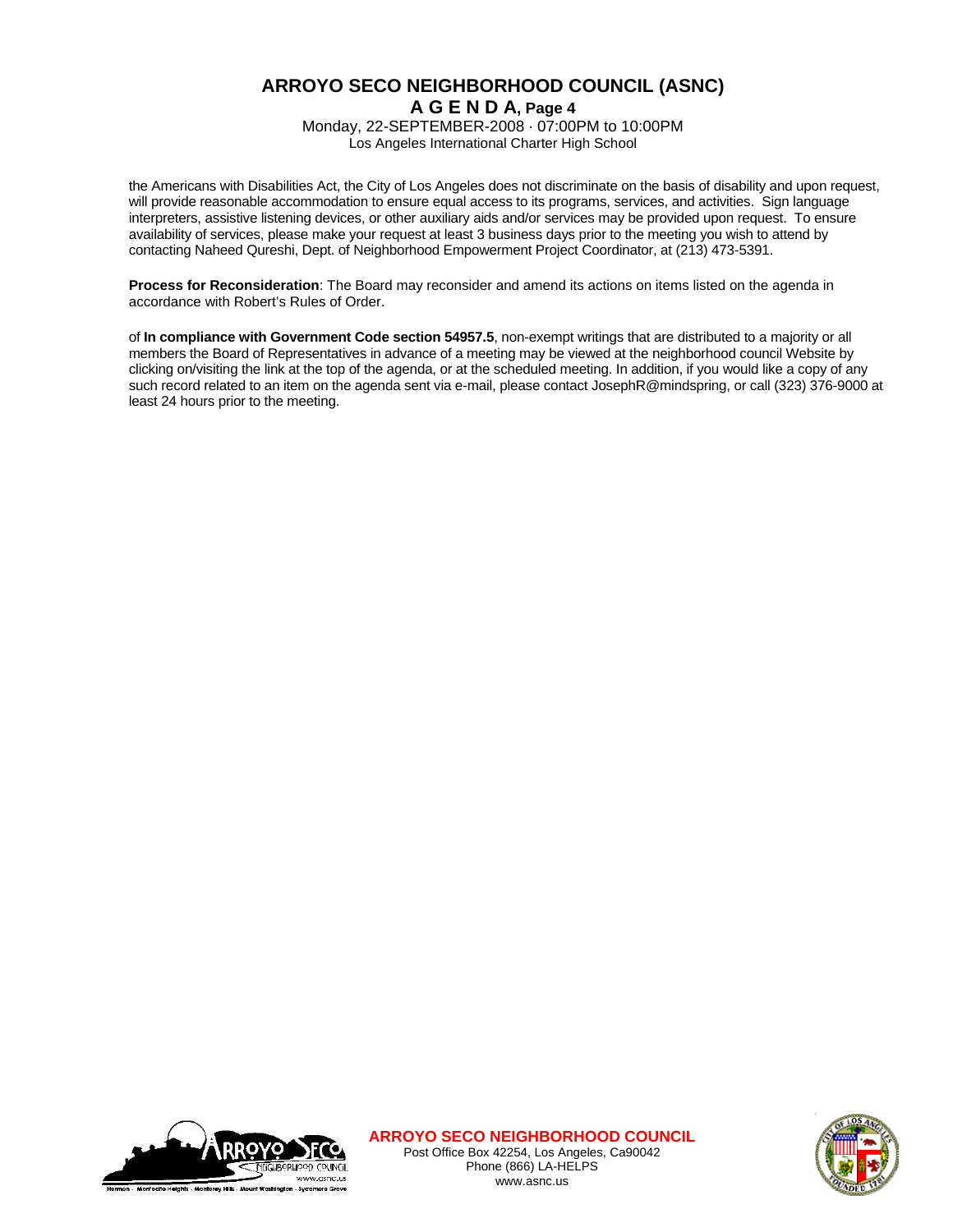the Americans with Disabilities Act, the City of Los Angeles does not discriminate on the basis of disability and upon request, will provide reasonable accommodation to ensure equal access to its programs, services, and activities. Sign language interpreters, assistive listening devices, or other auxiliary aids and/or services may be provided upon request. To ensure availability of services, please make your request at least 3 business days prior to the meeting you wish to attend by contacting Naheed Qureshi, Dept. of Neighborhood Empowerment Project Coordinator, at (213) 473-5391.

**Process for Reconsideration**: The Board may reconsider and amend its actions on items listed on the agenda in accordance with Robert's Rules of Order.

of **In compliance with Government Code section 54957.5**, non-exempt writings that are distributed to a majority or all members the Board of Representatives in advance of a meeting may be viewed at the neighborhood council Website by clicking on/visiting the link at the top of the agenda, or at the scheduled meeting. In addition, if you would like a copy of any such record related to an item on the agenda sent via e-mail, please contact JosephR@mindspring, or call (323) 376-9000 at least 24 hours prior to the meeting.

**ARROYO SECO NEIGHBORHOOD COUNCIL**
Post Office Box 42254, Los Angeles, Ca90042
Phone (866) LA-HELPS
www.asnc.us